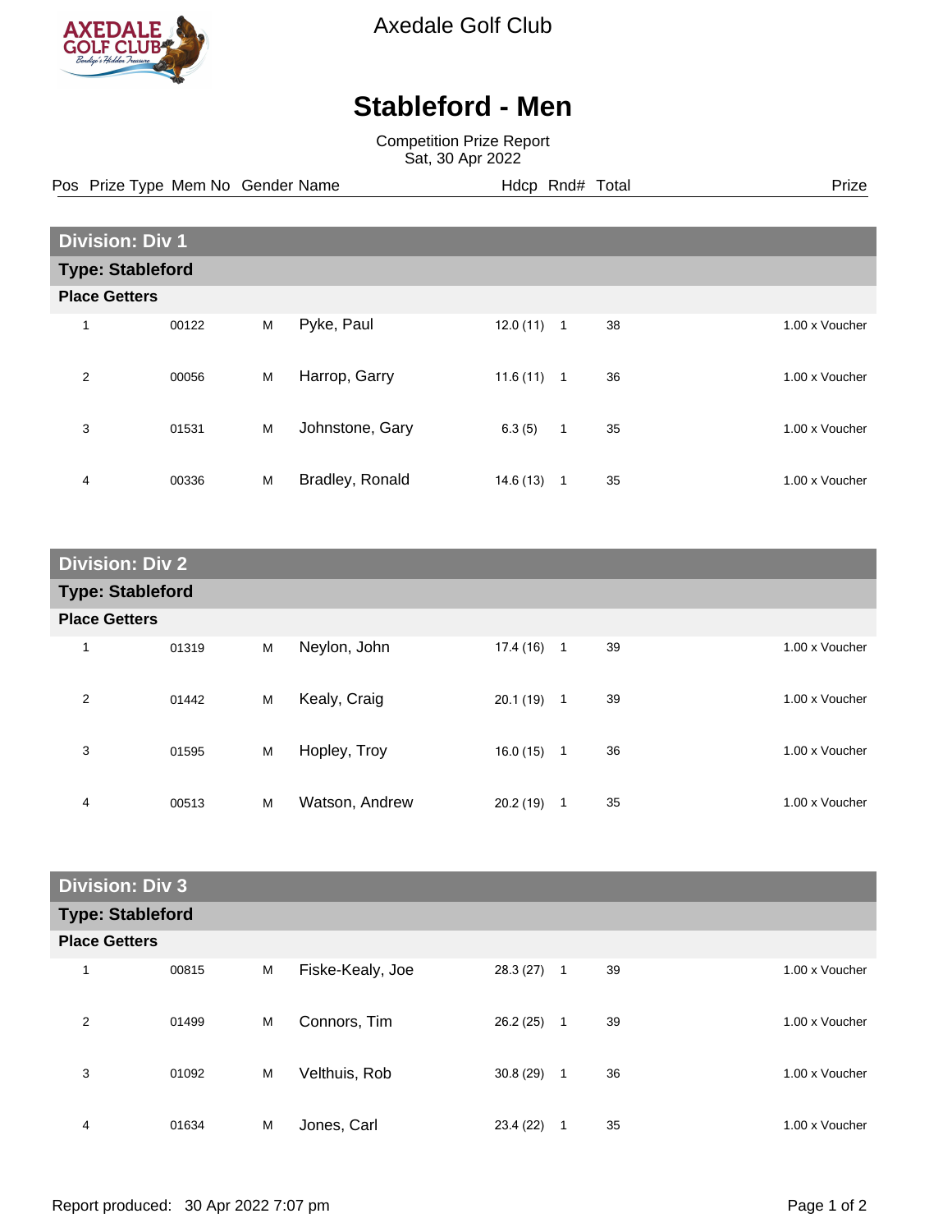Axedale Golf Club

# Stableford - Men

Competition Prize Report
Sat, 30 Apr 2022

## Division: Div 1

### Type: Stableford

**Place Getters**

| Pos | Prize Type | Mem No | Gender | Name | Hdcp | Rnd# | Total | Prize |
|---|---|---|---|---|---|---|---|---|
| 1 | | 00122 | M | Pyke, Paul | 12.0 (11) | 1 | 38 | 1.00 x Voucher |
| 2 | | 00056 | M | Harrop, Garry | 11.6 (11) | 1 | 36 | 1.00 x Voucher |
| 3 | | 01531 | M | Johnstone, Gary | 6.3 (5) | 1 | 35 | 1.00 x Voucher |
| 4 | | 00336 | M | Bradley, Ronald | 14.6 (13) | 1 | 35 | 1.00 x Voucher |

## Division: Div 2

### Type: Stableford

**Place Getters**

| Pos | Prize Type | Mem No | Gender | Name | Hdcp | Rnd# | Total | Prize |
|---|---|---|---|---|---|---|---|---|
| 1 | | 01319 | M | Neylon, John | 17.4 (16) | 1 | 39 | 1.00 x Voucher |
| 2 | | 01442 | M | Kealy, Craig | 20.1 (19) | 1 | 39 | 1.00 x Voucher |
| 3 | | 01595 | M | Hopley, Troy | 16.0 (15) | 1 | 36 | 1.00 x Voucher |
| 4 | | 00513 | M | Watson, Andrew | 20.2 (19) | 1 | 35 | 1.00 x Voucher |

## Division: Div 3

### Type: Stableford

**Place Getters**

| Pos | Prize Type | Mem No | Gender | Name | Hdcp | Rnd# | Total | Prize |
|---|---|---|---|---|---|---|---|---|
| 1 | | 00815 | M | Fiske-Kealy, Joe | 28.3 (27) | 1 | 39 | 1.00 x Voucher |
| 2 | | 01499 | M | Connors, Tim | 26.2 (25) | 1 | 39 | 1.00 x Voucher |
| 3 | | 01092 | M | Velthuis, Rob | 30.8 (29) | 1 | 36 | 1.00 x Voucher |
| 4 | | 01634 | M | Jones, Carl | 23.4 (22) | 1 | 35 | 1.00 x Voucher |

Report produced: 30 Apr 2022 7:07 pm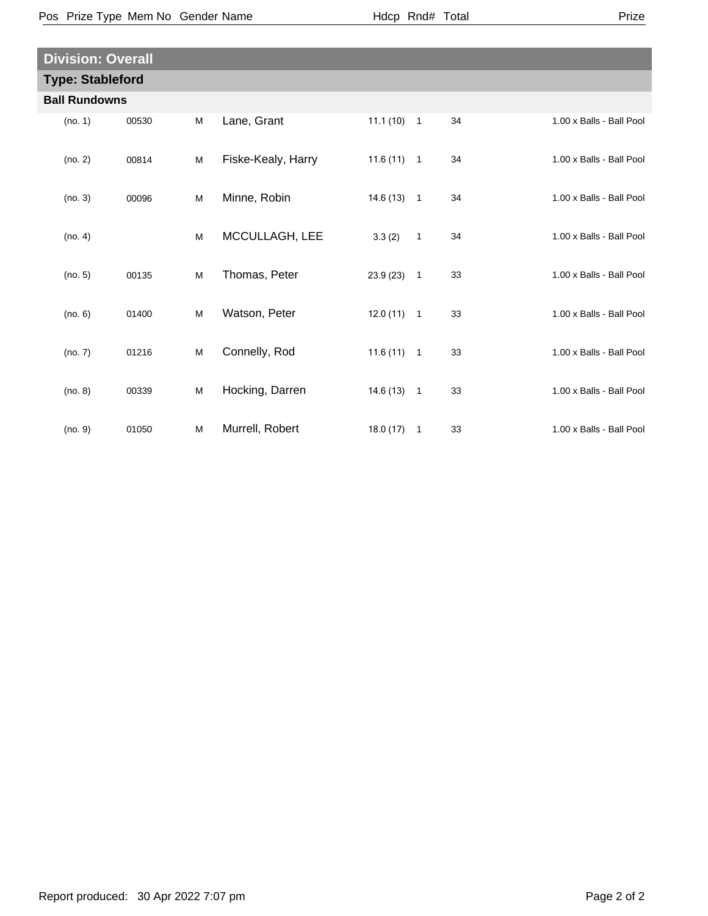| Pos | Prize Type | Mem No | Gender | Name | Hdcp | Rnd# | Total | Prize |
|---|---|---|---|---|---|---|---|---|

## Division: Overall

### Type: Stableford

#### Ball Rundowns

| Pos | Prize Type | Mem No | Gender | Name | Hdcp | Rnd# | Total | Prize |
|---|---|---|---|---|---|---|---|---|
| (no. 1) | | 00530 | M | Lane, Grant | 11.1 (10) | 1 | 34 | 1.00 x Balls - Ball Pool |
| (no. 2) | | 00814 | M | Fiske-Kealy, Harry | 11.6 (11) | 1 | 34 | 1.00 x Balls - Ball Pool |
| (no. 3) | | 00096 | M | Minne, Robin | 14.6 (13) | 1 | 34 | 1.00 x Balls - Ball Pool |
| (no. 4) | | | M | MCCULLAGH, LEE | 3.3 (2) | 1 | 34 | 1.00 x Balls - Ball Pool |
| (no. 5) | | 00135 | M | Thomas, Peter | 23.9 (23) | 1 | 33 | 1.00 x Balls - Ball Pool |
| (no. 6) | | 01400 | M | Watson, Peter | 12.0 (11) | 1 | 33 | 1.00 x Balls - Ball Pool |
| (no. 7) | | 01216 | M | Connelly, Rod | 11.6 (11) | 1 | 33 | 1.00 x Balls - Ball Pool |
| (no. 8) | | 00339 | M | Hocking, Darren | 14.6 (13) | 1 | 33 | 1.00 x Balls - Ball Pool |
| (no. 9) | | 01050 | M | Murrell, Robert | 18.0 (17) | 1 | 33 | 1.00 x Balls - Ball Pool |

Report produced: 30 Apr 2022 7:07 pm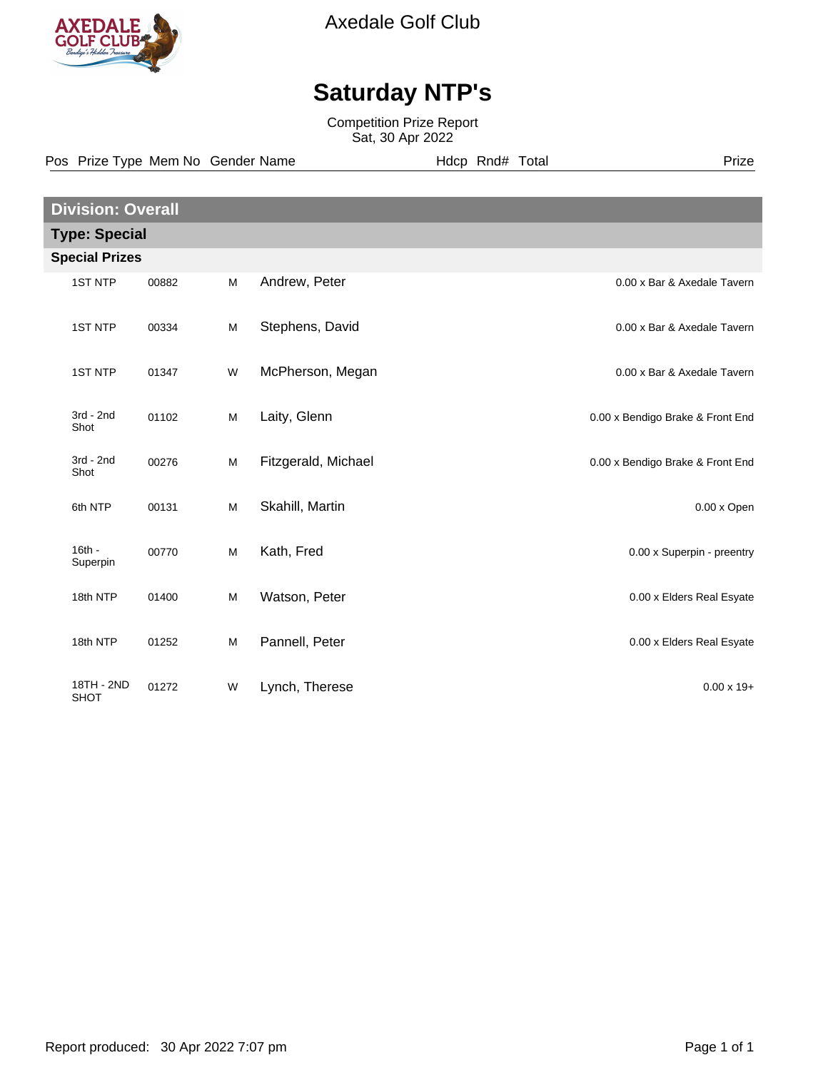Axedale Golf Club

# Saturday NTP's

Competition Prize Report
Sat, 30 Apr 2022

## Division: Overall

### Type: Special

#### Special Prizes

| Pos | Prize Type | Mem No | Gender | Name | Hdcp | Rnd# | Total | Prize |
|---|---|---|---|---|---|---|---|---|
| | 1ST NTP | 00882 | M | Andrew, Peter | | | | 0.00 x Bar & Axedale Tavern |
| | 1ST NTP | 00334 | M | Stephens, David | | | | 0.00 x Bar & Axedale Tavern |
| | 1ST NTP | 01347 | W | McPherson, Megan | | | | 0.00 x Bar & Axedale Tavern |
| | 3rd - 2nd Shot | 01102 | M | Laity, Glenn | | | | 0.00 x Bendigo Brake & Front End |
| | 3rd - 2nd Shot | 00276 | M | Fitzgerald, Michael | | | | 0.00 x Bendigo Brake & Front End |
| | 6th NTP | 00131 | M | Skahill, Martin | | | | 0.00 x Open |
| | 16th - Superpin | 00770 | M | Kath, Fred | | | | 0.00 x Superpin - preentry |
| | 18th NTP | 01400 | M | Watson, Peter | | | | 0.00 x Elders Real Esyate |
| | 18th NTP | 01252 | M | Pannell, Peter | | | | 0.00 x Elders Real Esyate |
| | 18TH - 2ND SHOT | 01272 | W | Lynch, Therese | | | | 0.00 x 19+ |

Report produced: 30 Apr 2022 7:07 pm